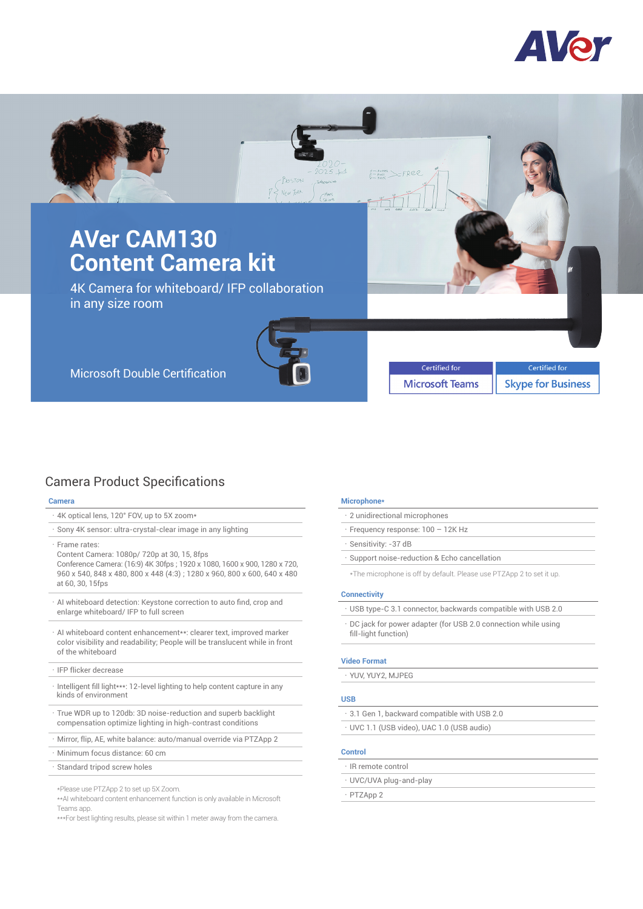# AVer CAM130 Content Camera kit

4K Camera for whiteboard/ IFP collaboration in any size room

Microsoft Double Certification

Certified for **Microsoft Teams**

Certified for **Skype for Business**

## Camera Product Specifications

### Camera

- 4K optical lens, 120° FOV, up to 5X zoom*
- Sony 4K sensor: ultra-crystal-clear image in any lighting
- Frame rates:
  Content Camera: 1080p/ 720p at 30, 15, 8fps
  Conference Camera: (16:9) 4K 30fps ; 1920 x 1080, 1600 x 900, 1280 x 720, 960 x 540, 848 x 480, 800 x 448 (4:3) ; 1280 x 960, 800 x 600, 640 x 480 at 60, 30, 15fps
- AI whiteboard detection: Keystone correction to auto find, crop and enlarge whiteboard/ IFP to full screen
- AI whiteboard content enhancement**: clearer text, improved marker color visibility and readability; People will be translucent while in front of the whiteboard
- IFP flicker decrease
- Intelligent fill light***: 12-level lighting to help content capture in any kinds of environment
- True WDR up to 120db: 3D noise-reduction and superb backlight compensation optimize lighting in high-contrast conditions
- Mirror, flip, AE, white balance: auto/manual override via PTZApp 2
- Minimum focus distance: 60 cm
- Standard tripod screw holes

*Please use PTZApp 2 to set up 5X Zoom.
**AI whiteboard content enhancement function is only available in Microsoft Teams app.
***For best lighting results, please sit within 1 meter away from the camera.

### Microphone*

- 2 unidirectional microphones
- Frequency response: 100 – 12K Hz
- Sensitivity: -37 dB
- Support noise-reduction & Echo cancellation

*The microphone is off by default. Please use PTZApp 2 to set it up.

### Connectivity

- USB type-C 3.1 connector, backwards compatible with USB 2.0
- DC jack for power adapter (for USB 2.0 connection while using fill-light function)

### Video Format

- YUV, YUY2, MJPEG

### USB

- 3.1 Gen 1, backward compatible with USB 2.0
- UVC 1.1 (USB video), UAC 1.0 (USB audio)

### Control

- IR remote control
- UVC/UVA plug-and-play
- PTZApp 2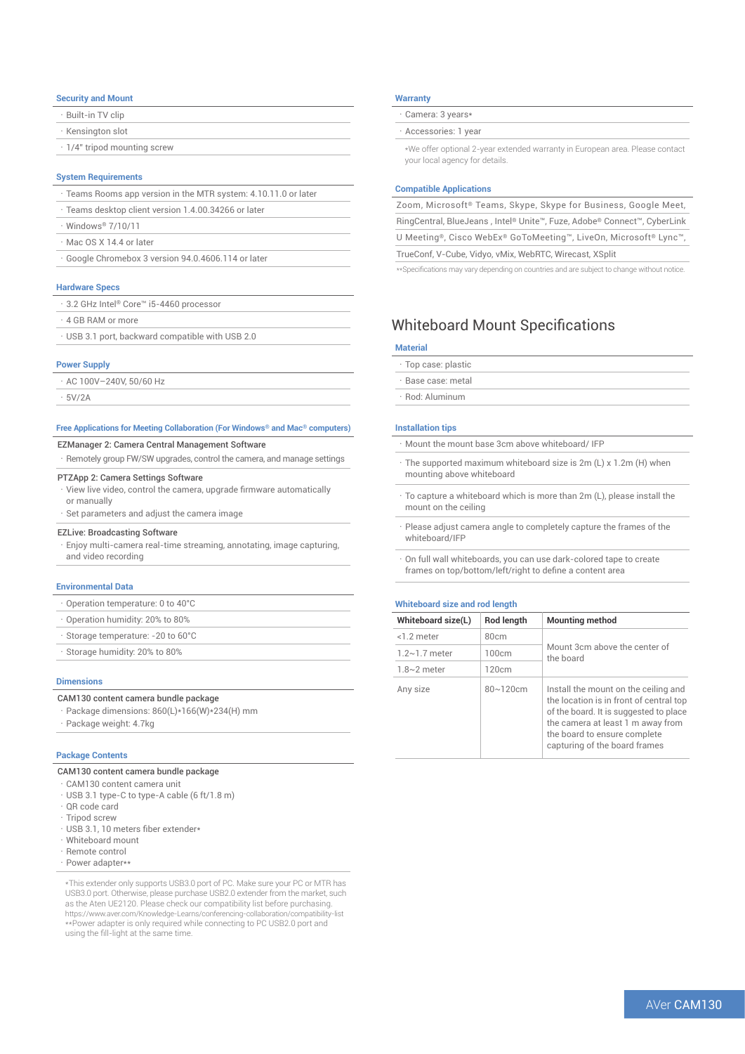### Security and Mount

- Built-in TV clip
- Kensington slot
- 1/4" tripod mounting screw

### System Requirements

- Teams Rooms app version in the MTR system: 4.10.11.0 or later
- Teams desktop client version 1.4.00.34266 or later
- Windows® 7/10/11
- Mac OS X 14.4 or later
- Google Chromebox 3 version 94.0.4606.114 or later

### Hardware Specs

- 3.2 GHz Intel® Core™ i5-4460 processor
- 4 GB RAM or more
- USB 3.1 port, backward compatible with USB 2.0

### Power Supply

- AC 100V–240V, 50/60 Hz
- 5V/2A

### Free Applications for Meeting Collaboration (For Windows® and Mac® computers)

EZManager 2: Camera Central Management Software
- Remotely group FW/SW upgrades, control the camera, and manage settings

PTZApp 2: Camera Settings Software
- View live video, control the camera, upgrade firmware automatically or manually
- Set parameters and adjust the camera image

EZLive: Broadcasting Software
- Enjoy multi-camera real-time streaming, annotating, image capturing, and video recording

### Environmental Data

- Operation temperature: 0 to 40°C
- Operation humidity: 20% to 80%
- Storage temperature: -20 to 60°C
- Storage humidity: 20% to 80%

### Dimensions

CAM130 content camera bundle package
- Package dimensions: 860(L)*166(W)*234(H) mm
- Package weight: 4.7kg

### Package Contents

CAM130 content camera bundle package
- CAM130 content camera unit
- USB 3.1 type-C to type-A cable (6 ft/1.8 m)
- QR code card
- Tripod screw
- USB 3.1, 10 meters fiber extender*
- Whiteboard mount
- Remote control
- Power adapter**

*This extender only supports USB3.0 port of PC. Make sure your PC or MTR has USB3.0 port. Otherwise, please purchase USB2.0 extender from the market, such as the Aten UE2120. Please check our compatibility list before purchasing. https://www.aver.com/Knowledge-Learns/conferencing-collaboration/compatibility-list
**Power adapter is only required while connecting to PC USB2.0 port and using the fill-light at the same time.

### Warranty

- Camera: 3 years*
- Accessories: 1 year

*We offer optional 2-year extended warranty in European area. Please contact your local agency for details.

### Compatible Applications

Zoom, Microsoft® Teams, Skype, Skype for Business, Google Meet, RingCentral, BlueJeans , Intel® Unite™, Fuze, Adobe® Connect™, CyberLink U Meeting®, Cisco WebEx® GoToMeeting™, LiveOn, Microsoft® Lync™, TrueConf, V-Cube, Vidyo, vMix, WebRTC, Wirecast, XSplit

**Specifications may vary depending on countries and are subject to change without notice.

## Whiteboard Mount Specifications

### Material

- Top case: plastic
- Base case: metal
- Rod: Aluminum

### Installation tips

- Mount the mount base 3cm above whiteboard/ IFP
- The supported maximum whiteboard size is 2m (L) x 1.2m (H) when mounting above whiteboard
- To capture a whiteboard which is more than 2m (L), please install the mount on the ceiling
- Please adjust camera angle to completely capture the frames of the whiteboard/IFP
- On full wall whiteboards, you can use dark-colored tape to create frames on top/bottom/left/right to define a content area

### Whiteboard size and rod length

| Whiteboard size(L) | Rod length | Mounting method |
|---|---|---|
| <1.2 meter | 80cm | Mount 3cm above the center of the board |
| 1.2~1.7 meter | 100cm | |
| 1.8~2 meter | 120cm | |
| Any size | 80~120cm | Install the mount on the ceiling and the location is in front of central top of the board. It is suggested to place the camera at least 1 m away from the board to ensure complete capturing of the board frames |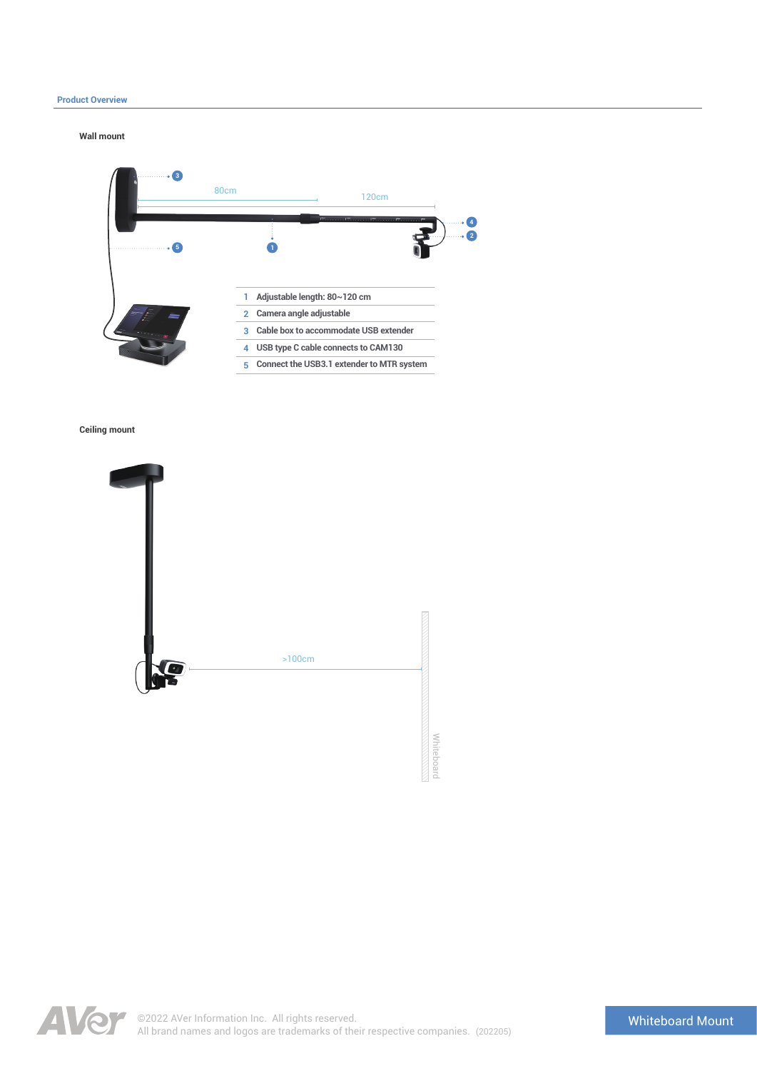## Product Overview

### Wall mount

80cm

120cm

| | |
|---|---|
| 1 | Adjustable length: 80~120 cm |
| 2 | Camera angle adjustable |
| 3 | Cable box to accommodate USB extender |
| 4 | USB type C cable connects to CAM130 |
| 5 | Connect the USB3.1 extender to MTR system |

### Ceiling mount

>100cm

Whiteboard

©2022 AVer Information Inc. All rights reserved.
All brand names and logos are trademarks of their respective companies. (202205)

Whiteboard Mount